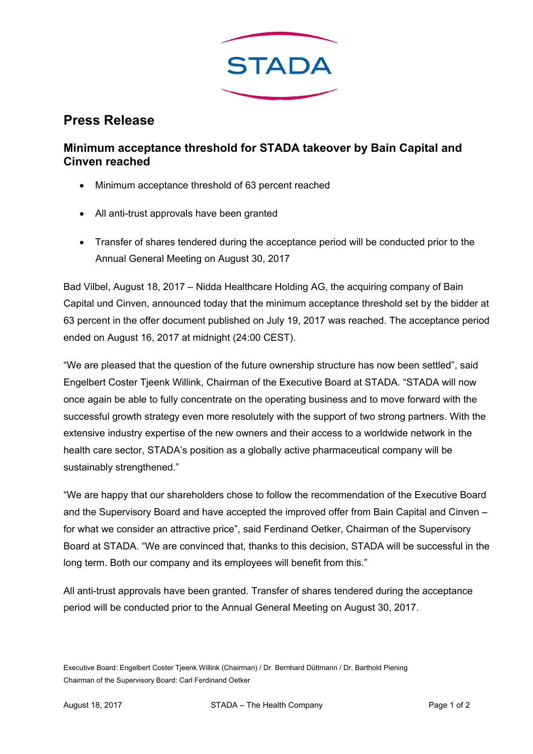STADA

# Press Release

## Minimum acceptance threshold for STADA takeover by Bain Capital and Cinven reached

- Minimum acceptance threshold of 63 percent reached
- All anti-trust approvals have been granted
- Transfer of shares tendered during the acceptance period will be conducted prior to the Annual General Meeting on August 30, 2017

Bad Vilbel, August 18, 2017 – Nidda Healthcare Holding AG, the acquiring company of Bain Capital und Cinven, announced today that the minimum acceptance threshold set by the bidder at 63 percent in the offer document published on July 19, 2017 was reached. The acceptance period ended on August 16, 2017 at midnight (24:00 CEST).

"We are pleased that the question of the future ownership structure has now been settled", said Engelbert Coster Tjeenk Willink, Chairman of the Executive Board at STADA. "STADA will now once again be able to fully concentrate on the operating business and to move forward with the successful growth strategy even more resolutely with the support of two strong partners. With the extensive industry expertise of the new owners and their access to a worldwide network in the health care sector, STADA's position as a globally active pharmaceutical company will be sustainably strengthened."

"We are happy that our shareholders chose to follow the recommendation of the Executive Board and the Supervisory Board and have accepted the improved offer from Bain Capital and Cinven – for what we consider an attractive price", said Ferdinand Oetker, Chairman of the Supervisory Board at STADA. "We are convinced that, thanks to this decision, STADA will be successful in the long term. Both our company and its employees will benefit from this."

All anti-trust approvals have been granted. Transfer of shares tendered during the acceptance period will be conducted prior to the Annual General Meeting on August 30, 2017.

Executive Board: Engelbert Coster Tjeenk Willink (Chairman) / Dr. Bernhard Düttmann / Dr. Barthold Piening
Chairman of the Supervisory Board: Carl Ferdinand Oetker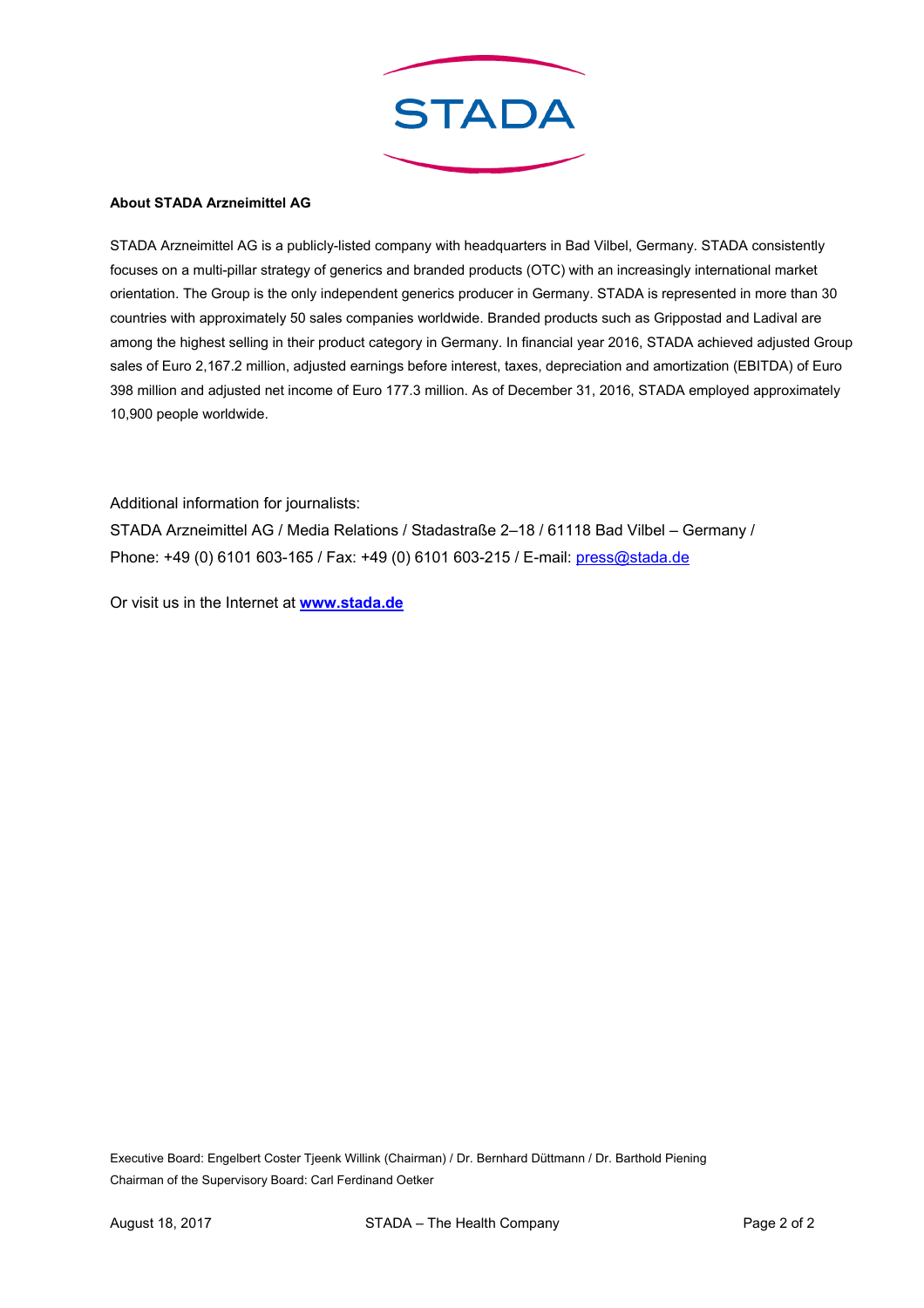**About STADA Arzneimittel AG**

STADA Arzneimittel AG is a publicly-listed company with headquarters in Bad Vilbel, Germany. STADA consistently focuses on a multi-pillar strategy of generics and branded products (OTC) with an increasingly international market orientation. The Group is the only independent generics producer in Germany. STADA is represented in more than 30 countries with approximately 50 sales companies worldwide. Branded products such as Grippostad and Ladival are among the highest selling in their product category in Germany. In financial year 2016, STADA achieved adjusted Group sales of Euro 2,167.2 million, adjusted earnings before interest, taxes, depreciation and amortization (EBITDA) of Euro 398 million and adjusted net income of Euro 177.3 million. As of December 31, 2016, STADA employed approximately 10,900 people worldwide.

Additional information for journalists:
STADA Arzneimittel AG / Media Relations / Stadastraße 2–18 / 61118 Bad Vilbel – Germany /
Phone: +49 (0) 6101 603-165 / Fax: +49 (0) 6101 603-215 / E-mail: press@stada.de

Or visit us in the Internet at **www.stada.de**

Executive Board: Engelbert Coster Tjeenk Willink (Chairman) / Dr. Bernhard Düttmann / Dr. Barthold Piening
Chairman of the Supervisory Board: Carl Ferdinand Oetker